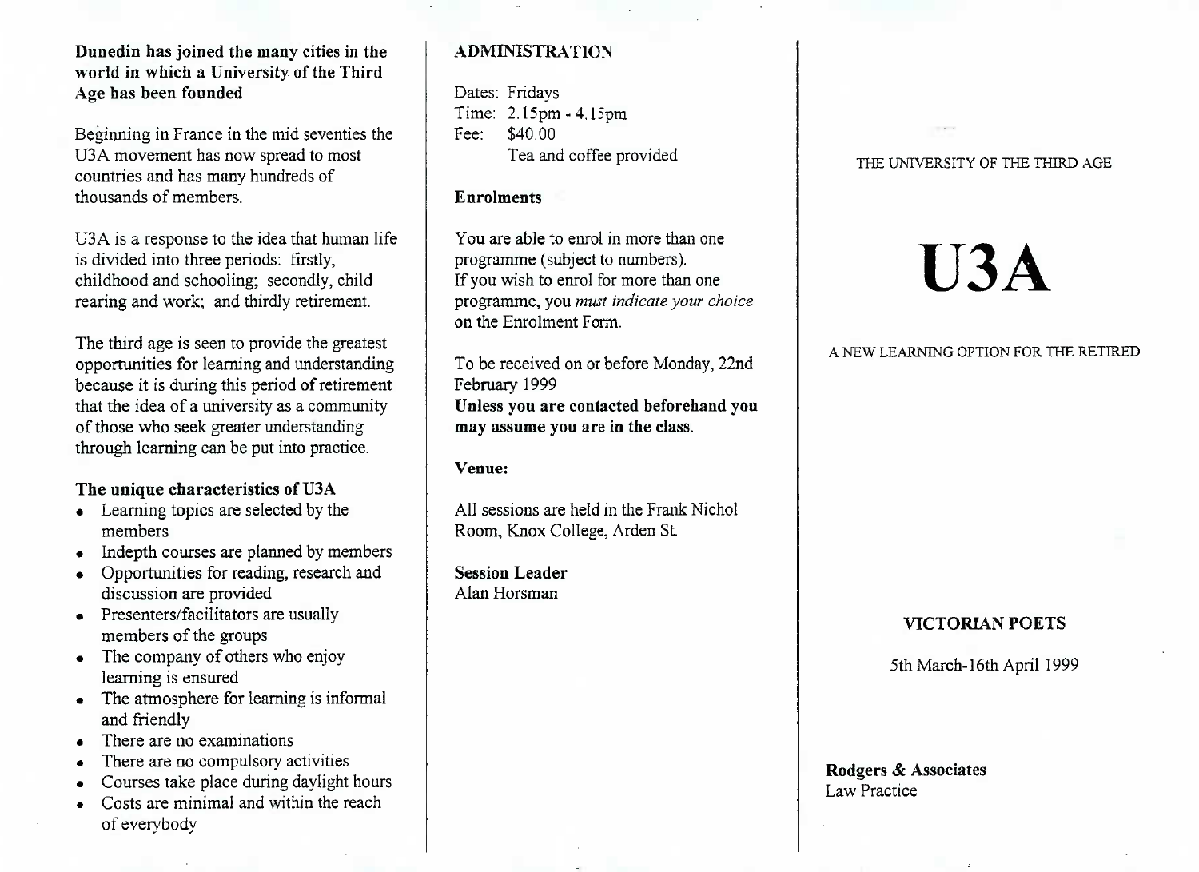**Dunedin has joined the many cities in the world in which a University of the Third Age has been founded**

Beginning in France in the mid seventies the U3A movement has now spread to most countries and has many hundreds of thousands of members.

U3A is a response to the idea that human life is divided into three periods: firstly, childhood and schooling; secondly, child rearing and work; and thirdly retirement.

The third age is seen to provide the greatest opportunities for learning and understanding because it is during this period of retirement that the idea of a university as a community of those who seek greater understanding through learning can be put into practice.

### The unique characteristics of U3A

- Learning topics are selected by the members
- Indepth courses are planned by members
- Opportunities for reading, research and discussion are provided
- Presenters/facilitators are usually members of the groups
- The company of others who enjoy learning is ensured
- The atmosphere for learning is informal and friendly
- There are no examinations
- There are no compulsory activities
- Courses take place during daylight hours
- Costs are minimal and within the reach of everybody

## ADMINISTRATION

Dates: Fridays
Time: 2.15pm - 4.15pm
Fee: $40.00
Tea and coffee provided

### Enrolments

You are able to enrol in more than one programme (subject to numbers).
If you wish to enrol for more than one programme, you *must indicate your choice* on the Enrolment Form.

To be received on or before Monday, 22nd February 1999
**Unless you are contacted beforehand you may assume you are in the class.**

### Venue:

All sessions are held in the Frank Nichol Room, Knox College, Arden St.

**Session Leader**
Alan Horsman

THE UNIVERSITY OF THE THIRD AGE

# U3A

A NEW LEARNING OPTION FOR THE RETIRED

**VICTORIAN POETS**

5th March-16th April 1999

**Rodgers & Associates**
Law Practice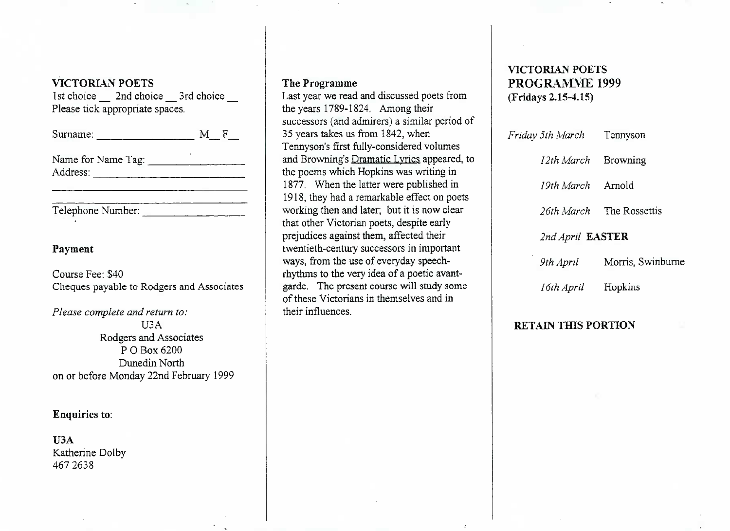## VICTORIAN POETS

1st choice __ 2nd choice __ 3rd choice __
Please tick appropriate spaces.

Surname: ________________ M__ F__

Name for Name Tag: ________________
Address: ________________________

________________________________

________________________________

Telephone Number: ________________

### Payment

Course Fee: $40
Cheques payable to Rodgers and Associates

*Please complete and return to:*
U3A
Rodgers and Associates
P O Box 6200
Dunedin North
on or before Monday 22nd February 1999

### Enquiries to:

**U3A**
Katherine Dolby
467 2638

### The Programme

Last year we read and discussed poets from the years 1789-1824. Among their successors (and admirers) a similar period of 35 years takes us from 1842, when Tennyson's first fully-considered volumes and Browning's Dramatic Lyrics appeared, to the poems which Hopkins was writing in 1877. When the latter were published in 1918, they had a remarkable effect on poets working then and later; but it is now clear that other Victorian poets, despite early prejudices against them, affected their twentieth-century successors in important ways, from the use of everyday speech-rhythms to the very idea of a poetic avant-garde. The present course will study some of these Victorians in themselves and in their influences.

## VICTORIAN POETS PROGRAMME 1999
**(Fridays 2.15-4.15)**

| | |
|---|---|
| *Friday 5th March* | Tennyson |
| *12th March* | Browning |
| *19th March* | Arnold |
| *26th March* | The Rossettis |
| *2nd April* | **EASTER** |
| *9th April* | Morris, Swinburne |
| *16th April* | Hopkins |

**RETAIN THIS PORTION**